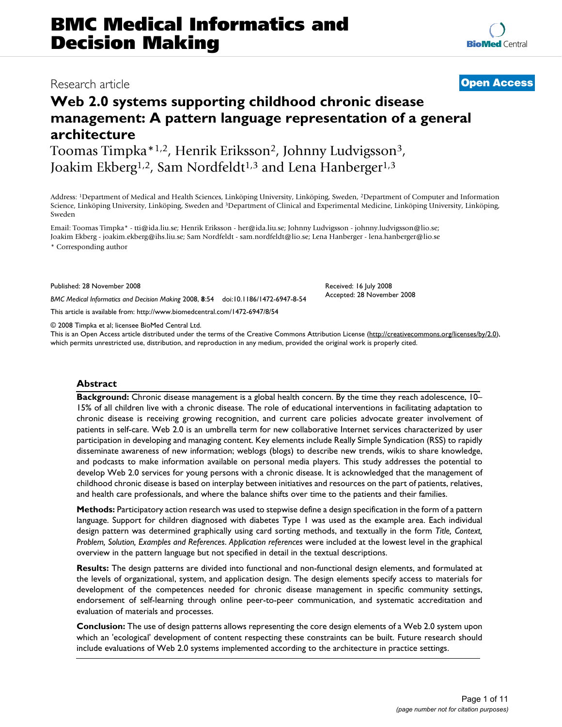BMC Medical Informatics and Decision Making

Research article

**Open Access**

# Web 2.0 systems supporting childhood chronic disease management: A pattern language representation of a general architecture

Toomas Timpka*[1,2], Henrik Eriksson[2], Johnny Ludvigsson[3], Joakim Ekberg[1,2], Sam Nordfeldt[1,3] and Lena Hanberger[1,3]

Address: [1]Department of Medical and Health Sciences, Linköping University, Linköping, Sweden, [2]Department of Computer and Information Science, Linköping University, Linköping, Sweden and [3]Department of Clinical and Experimental Medicine, Linköping University, Linköping, Sweden

Email: Toomas Timpka* - tti@ida.liu.se; Henrik Eriksson - her@ida.liu.se; Johnny Ludvigsson - johnny.ludvigsson@lio.se; Joakim Ekberg - joakim.ekberg@ihs.liu.se; Sam Nordfeldt - sam.nordfeldt@lio.se; Lena Hanberger - lena.hanberger@lio.se

\* Corresponding author

Published: 28 November 2008

*BMC Medical Informatics and Decision Making* 2008, **8**:54 doi:10.1186/1472-6947-8-54

Received: 16 July 2008
Accepted: 28 November 2008

This article is available from: http://www.biomedcentral.com/1472-6947/8/54

© 2008 Timpka et al; licensee BioMed Central Ltd.
This is an Open Access article distributed under the terms of the Creative Commons Attribution License (http://creativecommons.org/licenses/by/2.0), which permits unrestricted use, distribution, and reproduction in any medium, provided the original work is properly cited.

## Abstract

**Background:** Chronic disease management is a global health concern. By the time they reach adolescence, 10–15% of all children live with a chronic disease. The role of educational interventions in facilitating adaptation to chronic disease is receiving growing recognition, and current care policies advocate greater involvement of patients in self-care. Web 2.0 is an umbrella term for new collaborative Internet services characterized by user participation in developing and managing content. Key elements include Really Simple Syndication (RSS) to rapidly disseminate awareness of new information; weblogs (blogs) to describe new trends, wikis to share knowledge, and podcasts to make information available on personal media players. This study addresses the potential to develop Web 2.0 services for young persons with a chronic disease. It is acknowledged that the management of childhood chronic disease is based on interplay between initiatives and resources on the part of patients, relatives, and health care professionals, and where the balance shifts over time to the patients and their families.

**Methods:** Participatory action research was used to stepwise define a design specification in the form of a pattern language. Support for children diagnosed with diabetes Type 1 was used as the example area. Each individual design pattern was determined graphically using card sorting methods, and textually in the form *Title, Context, Problem, Solution, Examples and References*. *Application references* were included at the lowest level in the graphical overview in the pattern language but not specified in detail in the textual descriptions.

**Results:** The design patterns are divided into functional and non-functional design elements, and formulated at the levels of organizational, system, and application design. The design elements specify access to materials for development of the competences needed for chronic disease management in specific community settings, endorsement of self-learning through online peer-to-peer communication, and systematic accreditation and evaluation of materials and processes.

**Conclusion:** The use of design patterns allows representing the core design elements of a Web 2.0 system upon which an 'ecological' development of content respecting these constraints can be built. Future research should include evaluations of Web 2.0 systems implemented according to the architecture in practice settings.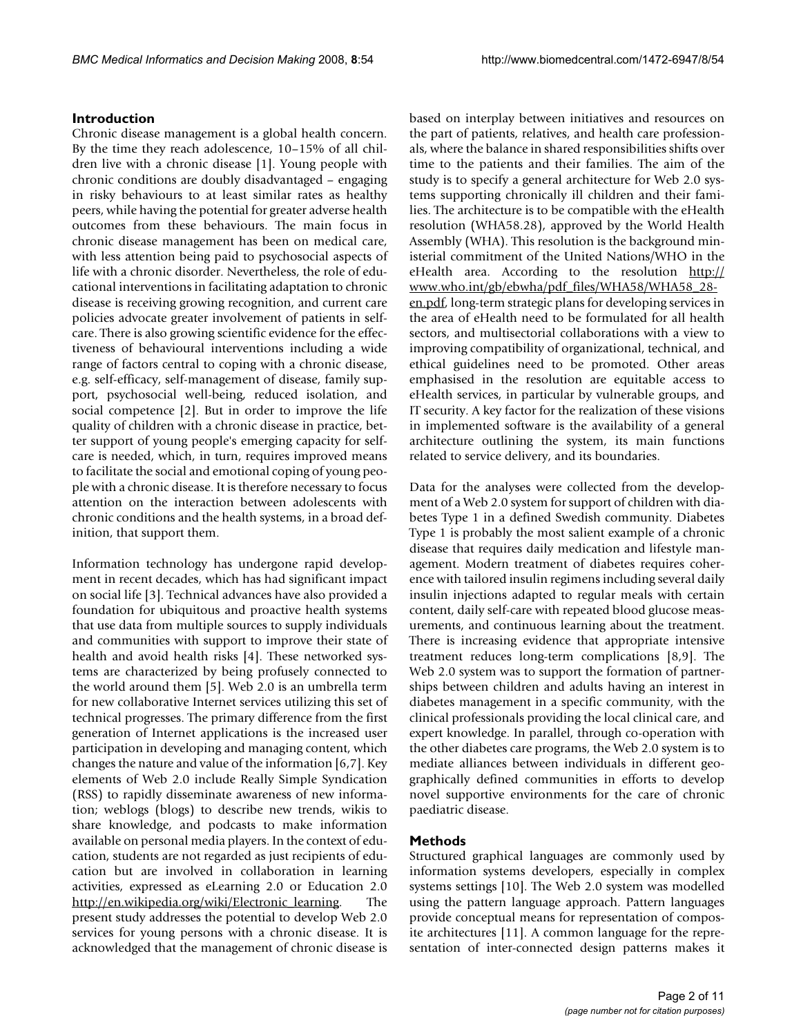## Introduction

Chronic disease management is a global health concern. By the time they reach adolescence, 10–15% of all children live with a chronic disease [1]. Young people with chronic conditions are doubly disadvantaged – engaging in risky behaviours to at least similar rates as healthy peers, while having the potential for greater adverse health outcomes from these behaviours. The main focus in chronic disease management has been on medical care, with less attention being paid to psychosocial aspects of life with a chronic disorder. Nevertheless, the role of educational interventions in facilitating adaptation to chronic disease is receiving growing recognition, and current care policies advocate greater involvement of patients in self-care. There is also growing scientific evidence for the effectiveness of behavioural interventions including a wide range of factors central to coping with a chronic disease, e.g. self-efficacy, self-management of disease, family support, psychosocial well-being, reduced isolation, and social competence [2]. But in order to improve the life quality of children with a chronic disease in practice, better support of young people's emerging capacity for self-care is needed, which, in turn, requires improved means to facilitate the social and emotional coping of young people with a chronic disease. It is therefore necessary to focus attention on the interaction between adolescents with chronic conditions and the health systems, in a broad definition, that support them.

Information technology has undergone rapid development in recent decades, which has had significant impact on social life [3]. Technical advances have also provided a foundation for ubiquitous and proactive health systems that use data from multiple sources to supply individuals and communities with support to improve their state of health and avoid health risks [4]. These networked systems are characterized by being profusely connected to the world around them [5]. Web 2.0 is an umbrella term for new collaborative Internet services utilizing this set of technical progresses. The primary difference from the first generation of Internet applications is the increased user participation in developing and managing content, which changes the nature and value of the information [6,7]. Key elements of Web 2.0 include Really Simple Syndication (RSS) to rapidly disseminate awareness of new information; weblogs (blogs) to describe new trends, wikis to share knowledge, and podcasts to make information available on personal media players. In the context of education, students are not regarded as just recipients of education but are involved in collaboration in learning activities, expressed as eLearning 2.0 or Education 2.0 http://en.wikipedia.org/wiki/Electronic_learning. The present study addresses the potential to develop Web 2.0 services for young persons with a chronic disease. It is acknowledged that the management of chronic disease is based on interplay between initiatives and resources on the part of patients, relatives, and health care professionals, where the balance in shared responsibilities shifts over time to the patients and their families. The aim of the study is to specify a general architecture for Web 2.0 systems supporting chronically ill children and their families. The architecture is to be compatible with the eHealth resolution (WHA58.28), approved by the World Health Assembly (WHA). This resolution is the background ministerial commitment of the United Nations/WHO in the eHealth area. According to the resolution http://www.who.int/gb/ebwha/pdf_files/WHA58/WHA58_28-en.pdf, long-term strategic plans for developing services in the area of eHealth need to be formulated for all health sectors, and multisectorial collaborations with a view to improving compatibility of organizational, technical, and ethical guidelines need to be promoted. Other areas emphasised in the resolution are equitable access to eHealth services, in particular by vulnerable groups, and IT security. A key factor for the realization of these visions in implemented software is the availability of a general architecture outlining the system, its main functions related to service delivery, and its boundaries.

Data for the analyses were collected from the development of a Web 2.0 system for support of children with diabetes Type 1 in a defined Swedish community. Diabetes Type 1 is probably the most salient example of a chronic disease that requires daily medication and lifestyle management. Modern treatment of diabetes requires coherence with tailored insulin regimens including several daily insulin injections adapted to regular meals with certain content, daily self-care with repeated blood glucose measurements, and continuous learning about the treatment. There is increasing evidence that appropriate intensive treatment reduces long-term complications [8,9]. The Web 2.0 system was to support the formation of partnerships between children and adults having an interest in diabetes management in a specific community, with the clinical professionals providing the local clinical care, and expert knowledge. In parallel, through co-operation with the other diabetes care programs, the Web 2.0 system is to mediate alliances between individuals in different geographically defined communities in efforts to develop novel supportive environments for the care of chronic paediatric disease.

## Methods

Structured graphical languages are commonly used by information systems developers, especially in complex systems settings [10]. The Web 2.0 system was modelled using the pattern language approach. Pattern languages provide conceptual means for representation of composite architectures [11]. A common language for the representation of inter-connected design patterns makes it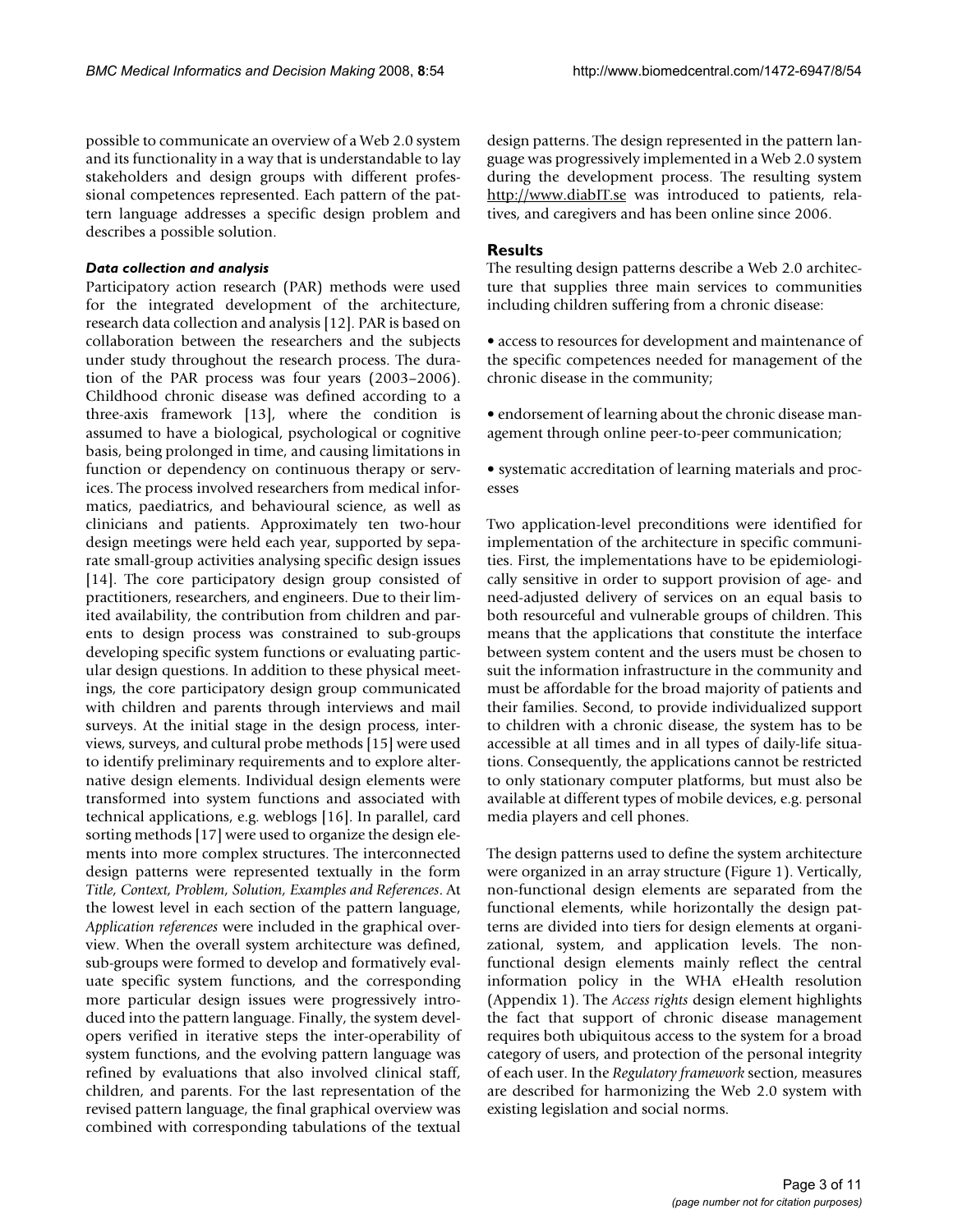possible to communicate an overview of a Web 2.0 system and its functionality in a way that is understandable to lay stakeholders and design groups with different professional competences represented. Each pattern of the pattern language addresses a specific design problem and describes a possible solution.

### Data collection and analysis

Participatory action research (PAR) methods were used for the integrated development of the architecture, research data collection and analysis [12]. PAR is based on collaboration between the researchers and the subjects under study throughout the research process. The duration of the PAR process was four years (2003–2006). Childhood chronic disease was defined according to a three-axis framework [13], where the condition is assumed to have a biological, psychological or cognitive basis, being prolonged in time, and causing limitations in function or dependency on continuous therapy or services. The process involved researchers from medical informatics, paediatrics, and behavioural science, as well as clinicians and patients. Approximately ten two-hour design meetings were held each year, supported by separate small-group activities analysing specific design issues [14]. The core participatory design group consisted of practitioners, researchers, and engineers. Due to their limited availability, the contribution from children and parents to design process was constrained to sub-groups developing specific system functions or evaluating particular design questions. In addition to these physical meetings, the core participatory design group communicated with children and parents through interviews and mail surveys. At the initial stage in the design process, interviews, surveys, and cultural probe methods [15] were used to identify preliminary requirements and to explore alternative design elements. Individual design elements were transformed into system functions and associated with technical applications, e.g. weblogs [16]. In parallel, card sorting methods [17] were used to organize the design elements into more complex structures. The interconnected design patterns were represented textually in the form *Title, Context, Problem, Solution, Examples and References*. At the lowest level in each section of the pattern language, *Application references* were included in the graphical overview. When the overall system architecture was defined, sub-groups were formed to develop and formatively evaluate specific system functions, and the corresponding more particular design issues were progressively introduced into the pattern language. Finally, the system developers verified in iterative steps the inter-operability of system functions, and the evolving pattern language was refined by evaluations that also involved clinical staff, children, and parents. For the last representation of the revised pattern language, the final graphical overview was combined with corresponding tabulations of the textual design patterns. The design represented in the pattern language was progressively implemented in a Web 2.0 system during the development process. The resulting system http://www.diabIT.se was introduced to patients, relatives, and caregivers and has been online since 2006.

## Results

The resulting design patterns describe a Web 2.0 architecture that supplies three main services to communities including children suffering from a chronic disease:

- access to resources for development and maintenance of the specific competences needed for management of the chronic disease in the community;
- endorsement of learning about the chronic disease management through online peer-to-peer communication;
- systematic accreditation of learning materials and processes

Two application-level preconditions were identified for implementation of the architecture in specific communities. First, the implementations have to be epidemiologically sensitive in order to support provision of age- and need-adjusted delivery of services on an equal basis to both resourceful and vulnerable groups of children. This means that the applications that constitute the interface between system content and the users must be chosen to suit the information infrastructure in the community and must be affordable for the broad majority of patients and their families. Second, to provide individualized support to children with a chronic disease, the system has to be accessible at all times and in all types of daily-life situations. Consequently, the applications cannot be restricted to only stationary computer platforms, but must also be available at different types of mobile devices, e.g. personal media players and cell phones.

The design patterns used to define the system architecture were organized in an array structure (Figure 1). Vertically, non-functional design elements are separated from the functional elements, while horizontally the design patterns are divided into tiers for design elements at organizational, system, and application levels. The non-functional design elements mainly reflect the central information policy in the WHA eHealth resolution (Appendix 1). The *Access rights* design element highlights the fact that support of chronic disease management requires both ubiquitous access to the system for a broad category of users, and protection of the personal integrity of each user. In the *Regulatory framework* section, measures are described for harmonizing the Web 2.0 system with existing legislation and social norms.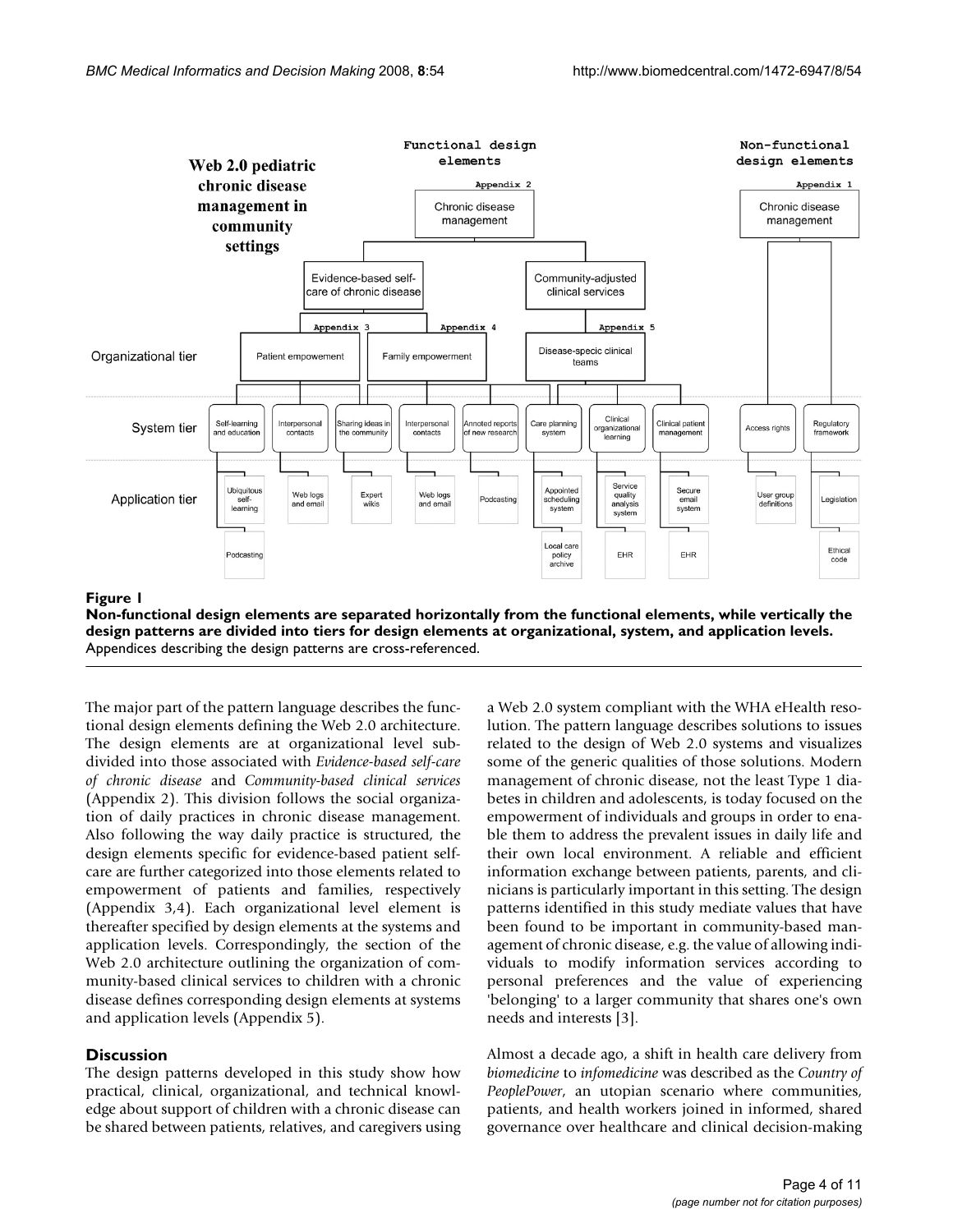**Figure 1**

**Non-functional design elements are separated horizontally from the functional elements, while vertically the design patterns are divided into tiers for design elements at organizational, system, and application levels.** Appendices describing the design patterns are cross-referenced.

The major part of the pattern language describes the functional design elements defining the Web 2.0 architecture. The design elements are at organizational level subdivided into those associated with *Evidence-based self-care of chronic disease* and *Community-based clinical services* (Appendix 2). This division follows the social organization of daily practices in chronic disease management. Also following the way daily practice is structured, the design elements specific for evidence-based patient self-care are further categorized into those elements related to empowerment of patients and families, respectively (Appendix 3,4). Each organizational level element is thereafter specified by design elements at the systems and application levels. Correspondingly, the section of the Web 2.0 architecture outlining the organization of community-based clinical services to children with a chronic disease defines corresponding design elements at systems and application levels (Appendix 5).

## Discussion

The design patterns developed in this study show how practical, clinical, organizational, and technical knowledge about support of children with a chronic disease can be shared between patients, relatives, and caregivers using a Web 2.0 system compliant with the WHA eHealth resolution. The pattern language describes solutions to issues related to the design of Web 2.0 systems and visualizes some of the generic qualities of those solutions. Modern management of chronic disease, not the least Type 1 diabetes in children and adolescents, is today focused on the empowerment of individuals and groups in order to enable them to address the prevalent issues in daily life and their own local environment. A reliable and efficient information exchange between patients, parents, and clinicians is particularly important in this setting. The design patterns identified in this study mediate values that have been found to be important in community-based management of chronic disease, e.g. the value of allowing individuals to modify information services according to personal preferences and the value of experiencing 'belonging' to a larger community that shares one's own needs and interests [3].

Almost a decade ago, a shift in health care delivery from *biomedicine* to *infomedicine* was described as the *Country of PeoplePower*, an utopian scenario where communities, patients, and health workers joined in informed, shared governance over healthcare and clinical decision-making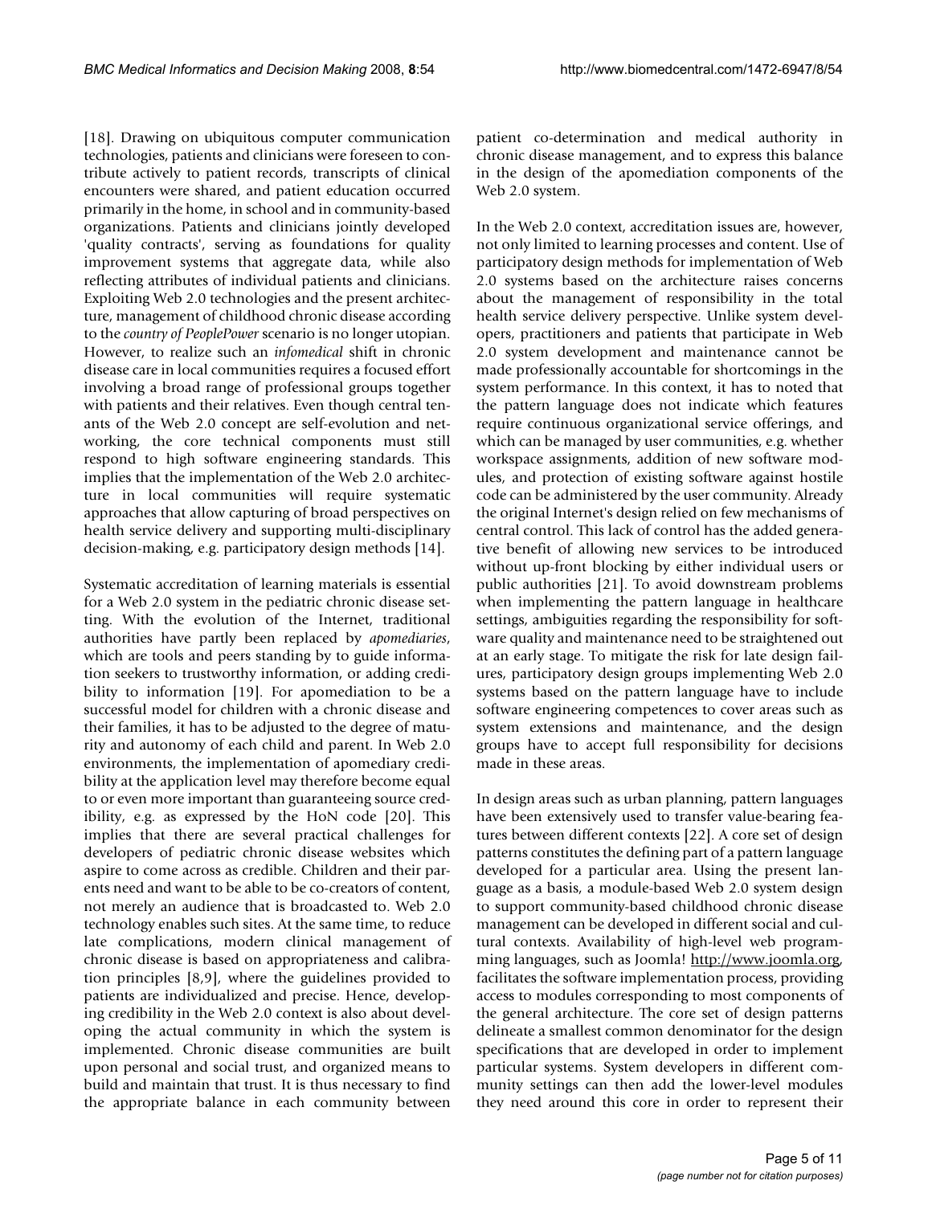[18]. Drawing on ubiquitous computer communication technologies, patients and clinicians were foreseen to contribute actively to patient records, transcripts of clinical encounters were shared, and patient education occurred primarily in the home, in school and in community-based organizations. Patients and clinicians jointly developed 'quality contracts', serving as foundations for quality improvement systems that aggregate data, while also reflecting attributes of individual patients and clinicians. Exploiting Web 2.0 technologies and the present architecture, management of childhood chronic disease according to the *country of PeoplePower* scenario is no longer utopian. However, to realize such an *infomedical* shift in chronic disease care in local communities requires a focused effort involving a broad range of professional groups together with patients and their relatives. Even though central tenants of the Web 2.0 concept are self-evolution and networking, the core technical components must still respond to high software engineering standards. This implies that the implementation of the Web 2.0 architecture in local communities will require systematic approaches that allow capturing of broad perspectives on health service delivery and supporting multi-disciplinary decision-making, e.g. participatory design methods [14].

Systematic accreditation of learning materials is essential for a Web 2.0 system in the pediatric chronic disease setting. With the evolution of the Internet, traditional authorities have partly been replaced by *apomediaries*, which are tools and peers standing by to guide information seekers to trustworthy information, or adding credibility to information [19]. For apomediation to be a successful model for children with a chronic disease and their families, it has to be adjusted to the degree of maturity and autonomy of each child and parent. In Web 2.0 environments, the implementation of apomediary credibility at the application level may therefore become equal to or even more important than guaranteeing source credibility, e.g. as expressed by the HoN code [20]. This implies that there are several practical challenges for developers of pediatric chronic disease websites which aspire to come across as credible. Children and their parents need and want to be able to be co-creators of content, not merely an audience that is broadcasted to. Web 2.0 technology enables such sites. At the same time, to reduce late complications, modern clinical management of chronic disease is based on appropriateness and calibration principles [8,9], where the guidelines provided to patients are individualized and precise. Hence, developing credibility in the Web 2.0 context is also about developing the actual community in which the system is implemented. Chronic disease communities are built upon personal and social trust, and organized means to build and maintain that trust. It is thus necessary to find the appropriate balance in each community between patient co-determination and medical authority in chronic disease management, and to express this balance in the design of the apomediation components of the Web 2.0 system.

In the Web 2.0 context, accreditation issues are, however, not only limited to learning processes and content. Use of participatory design methods for implementation of Web 2.0 systems based on the architecture raises concerns about the management of responsibility in the total health service delivery perspective. Unlike system developers, practitioners and patients that participate in Web 2.0 system development and maintenance cannot be made professionally accountable for shortcomings in the system performance. In this context, it has to noted that the pattern language does not indicate which features require continuous organizational service offerings, and which can be managed by user communities, e.g. whether workspace assignments, addition of new software modules, and protection of existing software against hostile code can be administered by the user community. Already the original Internet's design relied on few mechanisms of central control. This lack of control has the added generative benefit of allowing new services to be introduced without up-front blocking by either individual users or public authorities [21]. To avoid downstream problems when implementing the pattern language in healthcare settings, ambiguities regarding the responsibility for software quality and maintenance need to be straightened out at an early stage. To mitigate the risk for late design failures, participatory design groups implementing Web 2.0 systems based on the pattern language have to include software engineering competences to cover areas such as system extensions and maintenance, and the design groups have to accept full responsibility for decisions made in these areas.

In design areas such as urban planning, pattern languages have been extensively used to transfer value-bearing features between different contexts [22]. A core set of design patterns constitutes the defining part of a pattern language developed for a particular area. Using the present language as a basis, a module-based Web 2.0 system design to support community-based childhood chronic disease management can be developed in different social and cultural contexts. Availability of high-level web programming languages, such as Joomla! http://www.joomla.org, facilitates the software implementation process, providing access to modules corresponding to most components of the general architecture. The core set of design patterns delineate a smallest common denominator for the design specifications that are developed in order to implement particular systems. System developers in different community settings can then add the lower-level modules they need around this core in order to represent their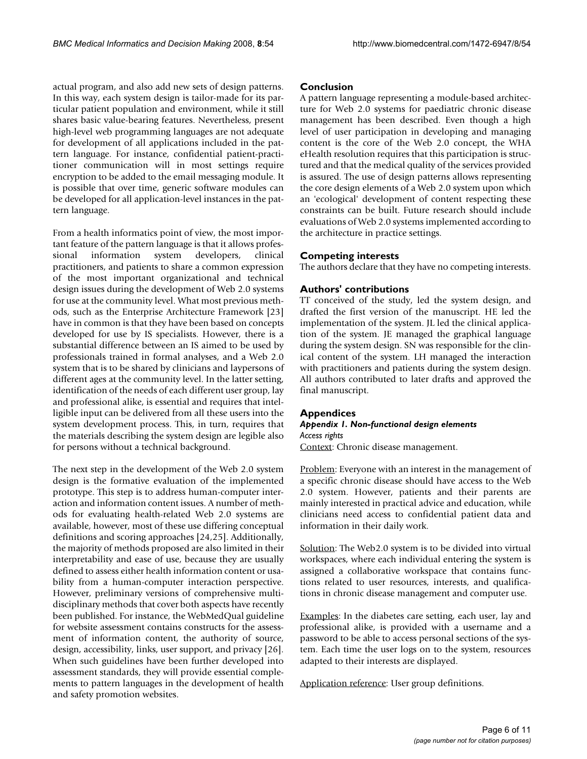actual program, and also add new sets of design patterns. In this way, each system design is tailor-made for its particular patient population and environment, while it still shares basic value-bearing features. Nevertheless, present high-level web programming languages are not adequate for development of all applications included in the pattern language. For instance, confidential patient-practitioner communication will in most settings require encryption to be added to the email messaging module. It is possible that over time, generic software modules can be developed for all application-level instances in the pattern language.

From a health informatics point of view, the most important feature of the pattern language is that it allows professional information system developers, clinical practitioners, and patients to share a common expression of the most important organizational and technical design issues during the development of Web 2.0 systems for use at the community level. What most previous methods, such as the Enterprise Architecture Framework [23] have in common is that they have been based on concepts developed for use by IS specialists. However, there is a substantial difference between an IS aimed to be used by professionals trained in formal analyses, and a Web 2.0 system that is to be shared by clinicians and laypersons of different ages at the community level. In the latter setting, identification of the needs of each different user group, lay and professional alike, is essential and requires that intelligible input can be delivered from all these users into the system development process. This, in turn, requires that the materials describing the system design are legible also for persons without a technical background.

The next step in the development of the Web 2.0 system design is the formative evaluation of the implemented prototype. This step is to address human-computer interaction and information content issues. A number of methods for evaluating health-related Web 2.0 systems are available, however, most of these use differing conceptual definitions and scoring approaches [24,25]. Additionally, the majority of methods proposed are also limited in their interpretability and ease of use, because they are usually defined to assess either health information content or usability from a human-computer interaction perspective. However, preliminary versions of comprehensive multidisciplinary methods that cover both aspects have recently been published. For instance, the WebMedQual guideline for website assessment contains constructs for the assessment of information content, the authority of source, design, accessibility, links, user support, and privacy [26]. When such guidelines have been further developed into assessment standards, they will provide essential complements to pattern languages in the development of health and safety promotion websites.

## Conclusion

A pattern language representing a module-based architecture for Web 2.0 systems for paediatric chronic disease management has been described. Even though a high level of user participation in developing and managing content is the core of the Web 2.0 concept, the WHA eHealth resolution requires that this participation is structured and that the medical quality of the services provided is assured. The use of design patterns allows representing the core design elements of a Web 2.0 system upon which an 'ecological' development of content respecting these constraints can be built. Future research should include evaluations of Web 2.0 systems implemented according to the architecture in practice settings.

## Competing interests

The authors declare that they have no competing interests.

## Authors' contributions

TT conceived of the study, led the system design, and drafted the first version of the manuscript. HE led the implementation of the system. JL led the clinical application of the system. JE managed the graphical language during the system design. SN was responsible for the clinical content of the system. LH managed the interaction with practitioners and patients during the system design. All authors contributed to later drafts and approved the final manuscript.

## Appendices

### Appendix 1. Non-functional design elements

*Access rights*

Context: Chronic disease management.

Problem: Everyone with an interest in the management of a specific chronic disease should have access to the Web 2.0 system. However, patients and their parents are mainly interested in practical advice and education, while clinicians need access to confidential patient data and information in their daily work.

Solution: The Web2.0 system is to be divided into virtual workspaces, where each individual entering the system is assigned a collaborative workspace that contains functions related to user resources, interests, and qualifications in chronic disease management and computer use.

Examples: In the diabetes care setting, each user, lay and professional alike, is provided with a username and a password to be able to access personal sections of the system. Each time the user logs on to the system, resources adapted to their interests are displayed.

Application reference: User group definitions.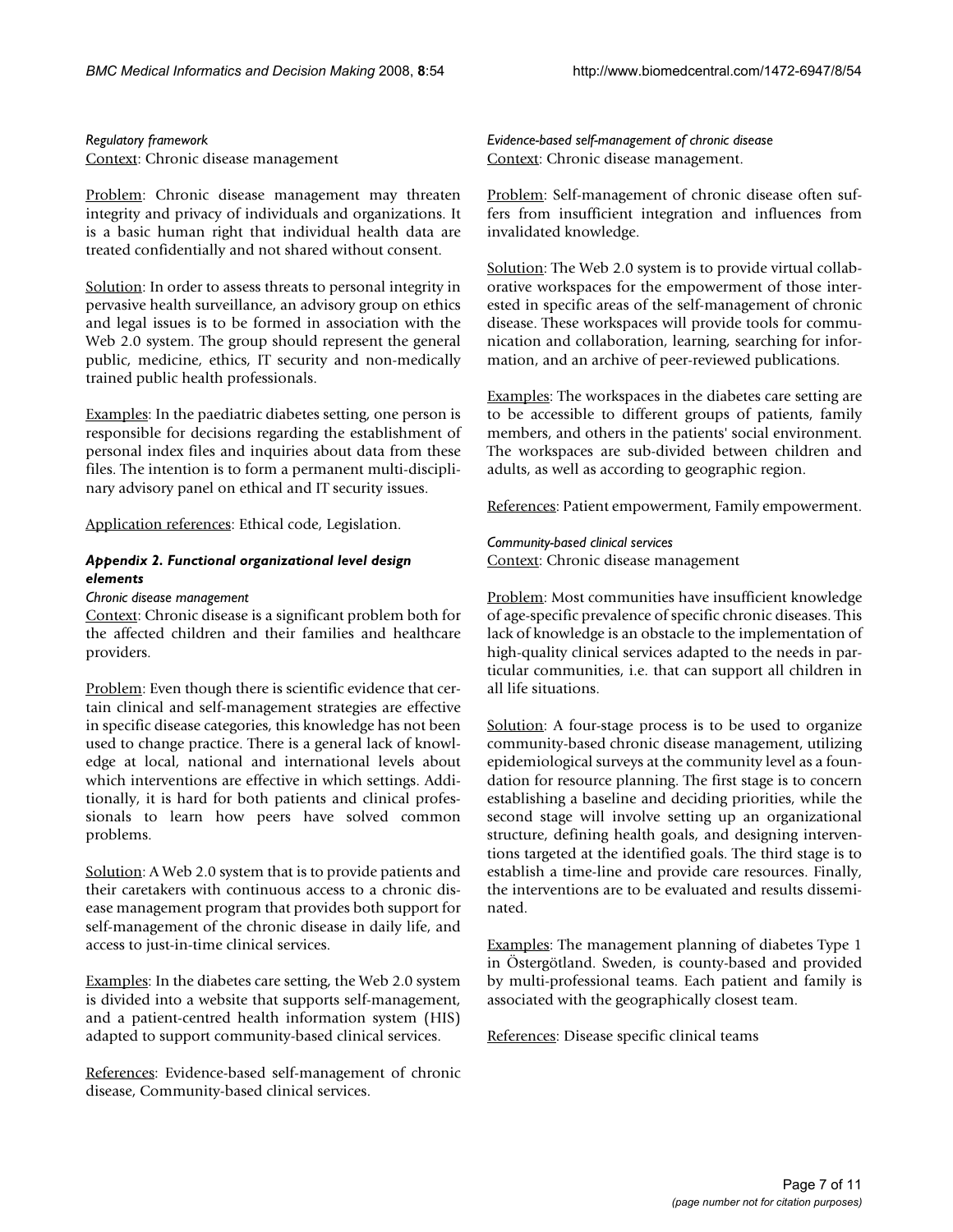#### *Regulatory framework*

Context: Chronic disease management

Problem: Chronic disease management may threaten integrity and privacy of individuals and organizations. It is a basic human right that individual health data are treated confidentially and not shared without consent.

Solution: In order to assess threats to personal integrity in pervasive health surveillance, an advisory group on ethics and legal issues is to be formed in association with the Web 2.0 system. The group should represent the general public, medicine, ethics, IT security and non-medically trained public health professionals.

Examples: In the paediatric diabetes setting, one person is responsible for decisions regarding the establishment of personal index files and inquiries about data from these files. The intention is to form a permanent multi-disciplinary advisory panel on ethical and IT security issues.

Application references: Ethical code, Legislation.

### *Appendix 2. Functional organizational level design elements*

#### *Chronic disease management*

Context: Chronic disease is a significant problem both for the affected children and their families and healthcare providers.

Problem: Even though there is scientific evidence that certain clinical and self-management strategies are effective in specific disease categories, this knowledge has not been used to change practice. There is a general lack of knowledge at local, national and international levels about which interventions are effective in which settings. Additionally, it is hard for both patients and clinical professionals to learn how peers have solved common problems.

Solution: A Web 2.0 system that is to provide patients and their caretakers with continuous access to a chronic disease management program that provides both support for self-management of the chronic disease in daily life, and access to just-in-time clinical services.

Examples: In the diabetes care setting, the Web 2.0 system is divided into a website that supports self-management, and a patient-centred health information system (HIS) adapted to support community-based clinical services.

References: Evidence-based self-management of chronic disease, Community-based clinical services.

#### *Evidence-based self-management of chronic disease*

Context: Chronic disease management.

Problem: Self-management of chronic disease often suffers from insufficient integration and influences from invalidated knowledge.

Solution: The Web 2.0 system is to provide virtual collaborative workspaces for the empowerment of those interested in specific areas of the self-management of chronic disease. These workspaces will provide tools for communication and collaboration, learning, searching for information, and an archive of peer-reviewed publications.

Examples: The workspaces in the diabetes care setting are to be accessible to different groups of patients, family members, and others in the patients' social environment. The workspaces are sub-divided between children and adults, as well as according to geographic region.

References: Patient empowerment, Family empowerment.

#### *Community-based clinical services*

Context: Chronic disease management

Problem: Most communities have insufficient knowledge of age-specific prevalence of specific chronic diseases. This lack of knowledge is an obstacle to the implementation of high-quality clinical services adapted to the needs in particular communities, i.e. that can support all children in all life situations.

Solution: A four-stage process is to be used to organize community-based chronic disease management, utilizing epidemiological surveys at the community level as a foundation for resource planning. The first stage is to concern establishing a baseline and deciding priorities, while the second stage will involve setting up an organizational structure, defining health goals, and designing interventions targeted at the identified goals. The third stage is to establish a time-line and provide care resources. Finally, the interventions are to be evaluated and results disseminated.

Examples: The management planning of diabetes Type 1 in Östergötland. Sweden, is county-based and provided by multi-professional teams. Each patient and family is associated with the geographically closest team.

References: Disease specific clinical teams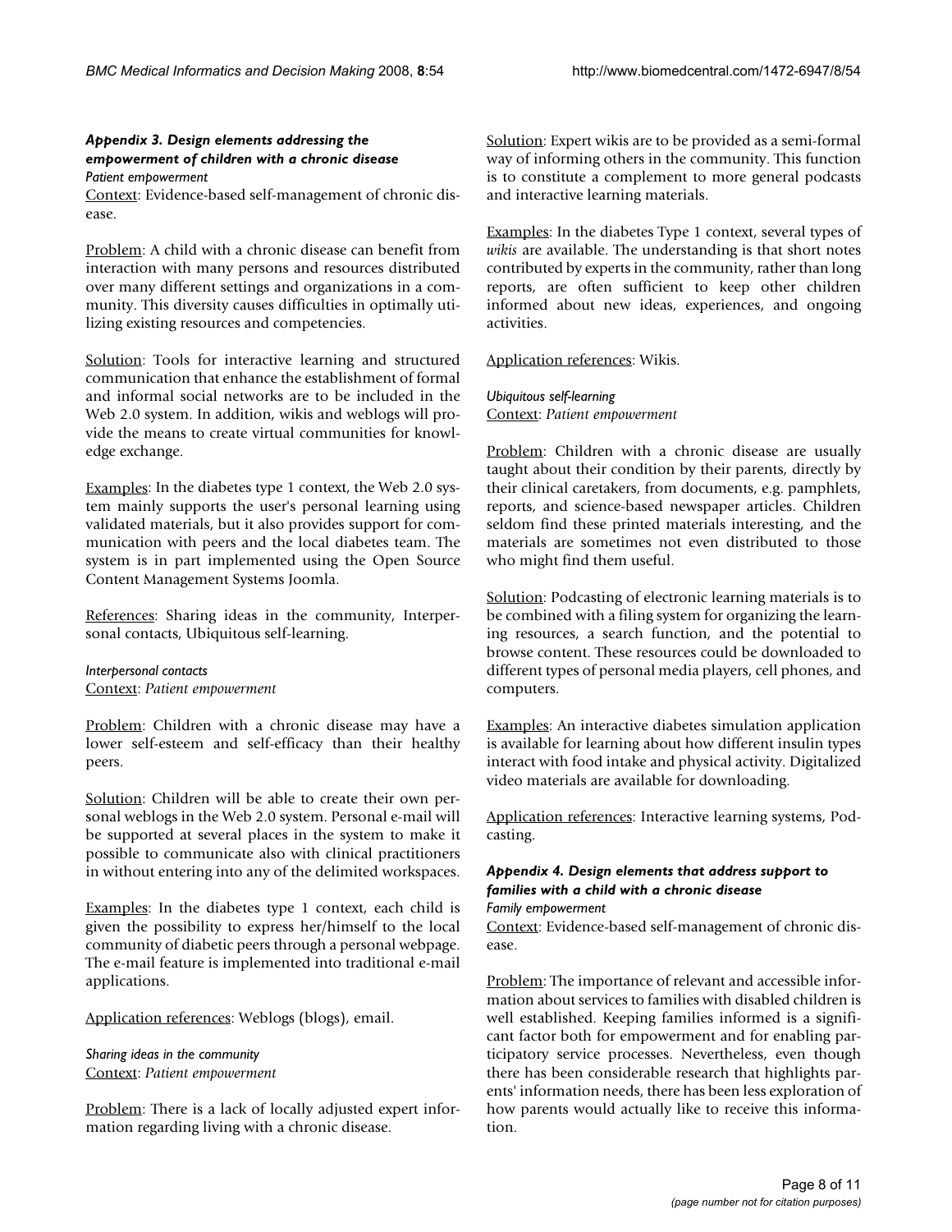### *Appendix 3. Design elements addressing the empowerment of children with a chronic disease*

#### *Patient empowerment*

Context: Evidence-based self-management of chronic disease.

Problem: A child with a chronic disease can benefit from interaction with many persons and resources distributed over many different settings and organizations in a community. This diversity causes difficulties in optimally utilizing existing resources and competencies.

Solution: Tools for interactive learning and structured communication that enhance the establishment of formal and informal social networks are to be included in the Web 2.0 system. In addition, wikis and weblogs will provide the means to create virtual communities for knowledge exchange.

Examples: In the diabetes type 1 context, the Web 2.0 system mainly supports the user's personal learning using validated materials, but it also provides support for communication with peers and the local diabetes team. The system is in part implemented using the Open Source Content Management Systems Joomla.

References: Sharing ideas in the community, Interpersonal contacts, Ubiquitous self-learning.

#### *Interpersonal contacts*

Context: *Patient empowerment*

Problem: Children with a chronic disease may have a lower self-esteem and self-efficacy than their healthy peers.

Solution: Children will be able to create their own personal weblogs in the Web 2.0 system. Personal e-mail will be supported at several places in the system to make it possible to communicate also with clinical practitioners in without entering into any of the delimited workspaces.

Examples: In the diabetes type 1 context, each child is given the possibility to express her/himself to the local community of diabetic peers through a personal webpage. The e-mail feature is implemented into traditional e-mail applications.

Application references: Weblogs (blogs), email.

#### *Sharing ideas in the community*

Context: *Patient empowerment*

Problem: There is a lack of locally adjusted expert information regarding living with a chronic disease.

Solution: Expert wikis are to be provided as a semi-formal way of informing others in the community. This function is to constitute a complement to more general podcasts and interactive learning materials.

Examples: In the diabetes Type 1 context, several types of *wikis* are available. The understanding is that short notes contributed by experts in the community, rather than long reports, are often sufficient to keep other children informed about new ideas, experiences, and ongoing activities.

Application references: Wikis.

#### *Ubiquitous self-learning*

Context: *Patient empowerment*

Problem: Children with a chronic disease are usually taught about their condition by their parents, directly by their clinical caretakers, from documents, e.g. pamphlets, reports, and science-based newspaper articles. Children seldom find these printed materials interesting, and the materials are sometimes not even distributed to those who might find them useful.

Solution: Podcasting of electronic learning materials is to be combined with a filing system for organizing the learning resources, a search function, and the potential to browse content. These resources could be downloaded to different types of personal media players, cell phones, and computers.

Examples: An interactive diabetes simulation application is available for learning about how different insulin types interact with food intake and physical activity. Digitalized video materials are available for downloading.

Application references: Interactive learning systems, Podcasting.

### *Appendix 4. Design elements that address support to families with a child with a chronic disease*

#### *Family empowerment*

Context: Evidence-based self-management of chronic disease.

Problem: The importance of relevant and accessible information about services to families with disabled children is well established. Keeping families informed is a significant factor both for empowerment and for enabling participatory service processes. Nevertheless, even though there has been considerable research that highlights parents' information needs, there has been less exploration of how parents would actually like to receive this information.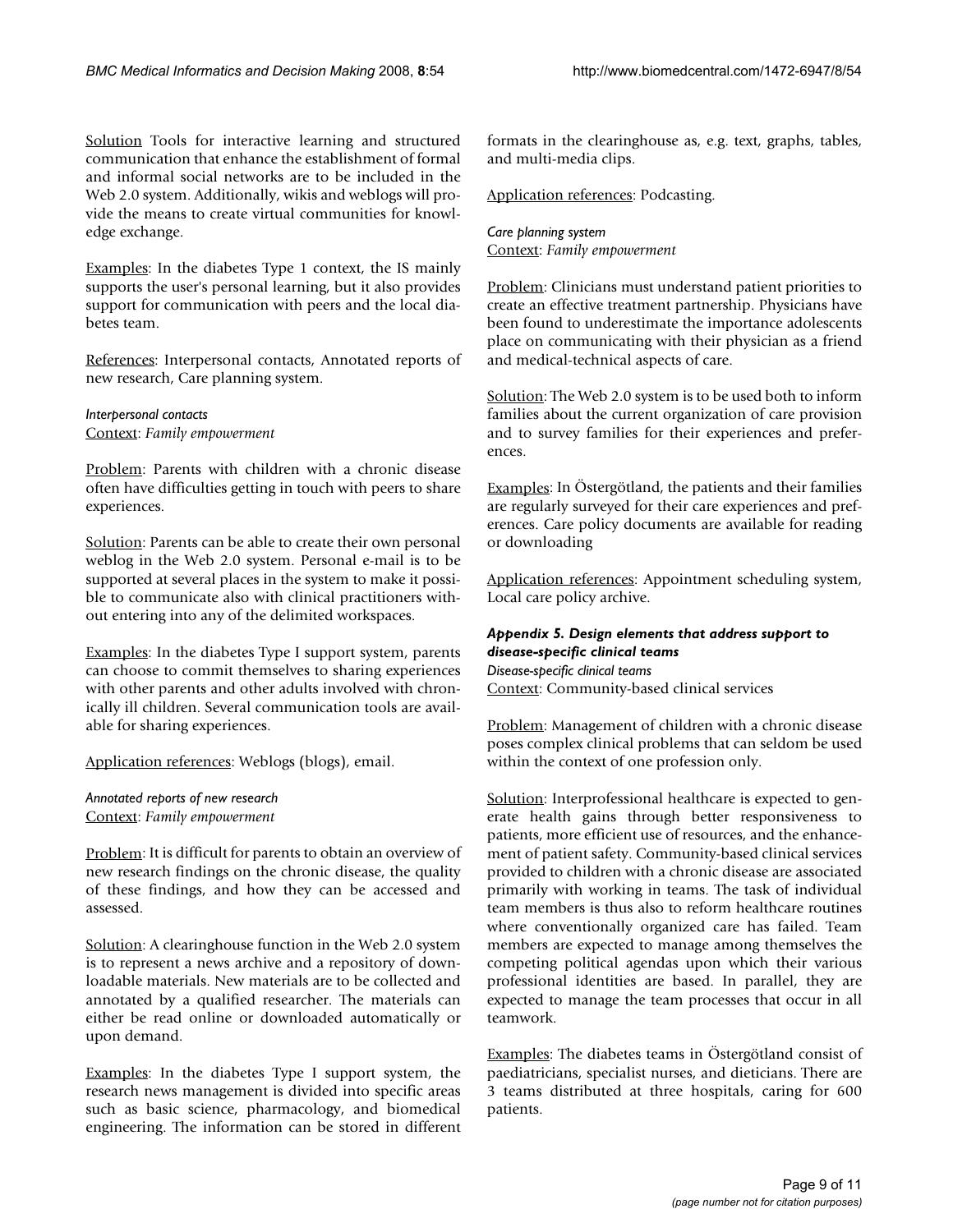Solution Tools for interactive learning and structured communication that enhance the establishment of formal and informal social networks are to be included in the Web 2.0 system. Additionally, wikis and weblogs will provide the means to create virtual communities for knowledge exchange.

Examples: In the diabetes Type 1 context, the IS mainly supports the user's personal learning, but it also provides support for communication with peers and the local diabetes team.

References: Interpersonal contacts, Annotated reports of new research, Care planning system.

*Interpersonal contacts*
Context: *Family empowerment*

Problem: Parents with children with a chronic disease often have difficulties getting in touch with peers to share experiences.

Solution: Parents can be able to create their own personal weblog in the Web 2.0 system. Personal e-mail is to be supported at several places in the system to make it possible to communicate also with clinical practitioners without entering into any of the delimited workspaces.

Examples: In the diabetes Type I support system, parents can choose to commit themselves to sharing experiences with other parents and other adults involved with chronically ill children. Several communication tools are available for sharing experiences.

Application references: Weblogs (blogs), email.

*Annotated reports of new research*
Context: *Family empowerment*

Problem: It is difficult for parents to obtain an overview of new research findings on the chronic disease, the quality of these findings, and how they can be accessed and assessed.

Solution: A clearinghouse function in the Web 2.0 system is to represent a news archive and a repository of downloadable materials. New materials are to be collected and annotated by a qualified researcher. The materials can either be read online or downloaded automatically or upon demand.

Examples: In the diabetes Type I support system, the research news management is divided into specific areas such as basic science, pharmacology, and biomedical engineering. The information can be stored in different formats in the clearinghouse as, e.g. text, graphs, tables, and multi-media clips.

Application references: Podcasting.

*Care planning system*
Context: *Family empowerment*

Problem: Clinicians must understand patient priorities to create an effective treatment partnership. Physicians have been found to underestimate the importance adolescents place on communicating with their physician as a friend and medical-technical aspects of care.

Solution: The Web 2.0 system is to be used both to inform families about the current organization of care provision and to survey families for their experiences and preferences.

Examples: In Östergötland, the patients and their families are regularly surveyed for their care experiences and preferences. Care policy documents are available for reading or downloading

Application references: Appointment scheduling system, Local care policy archive.

### *Appendix 5. Design elements that address support to disease-specific clinical teams*

*Disease-specific clinical teams*
Context: Community-based clinical services

Problem: Management of children with a chronic disease poses complex clinical problems that can seldom be used within the context of one profession only.

Solution: Interprofessional healthcare is expected to generate health gains through better responsiveness to patients, more efficient use of resources, and the enhancement of patient safety. Community-based clinical services provided to children with a chronic disease are associated primarily with working in teams. The task of individual team members is thus also to reform healthcare routines where conventionally organized care has failed. Team members are expected to manage among themselves the competing political agendas upon which their various professional identities are based. In parallel, they are expected to manage the team processes that occur in all teamwork.

Examples: The diabetes teams in Östergötland consist of paediatricians, specialist nurses, and dieticians. There are 3 teams distributed at three hospitals, caring for 600 patients.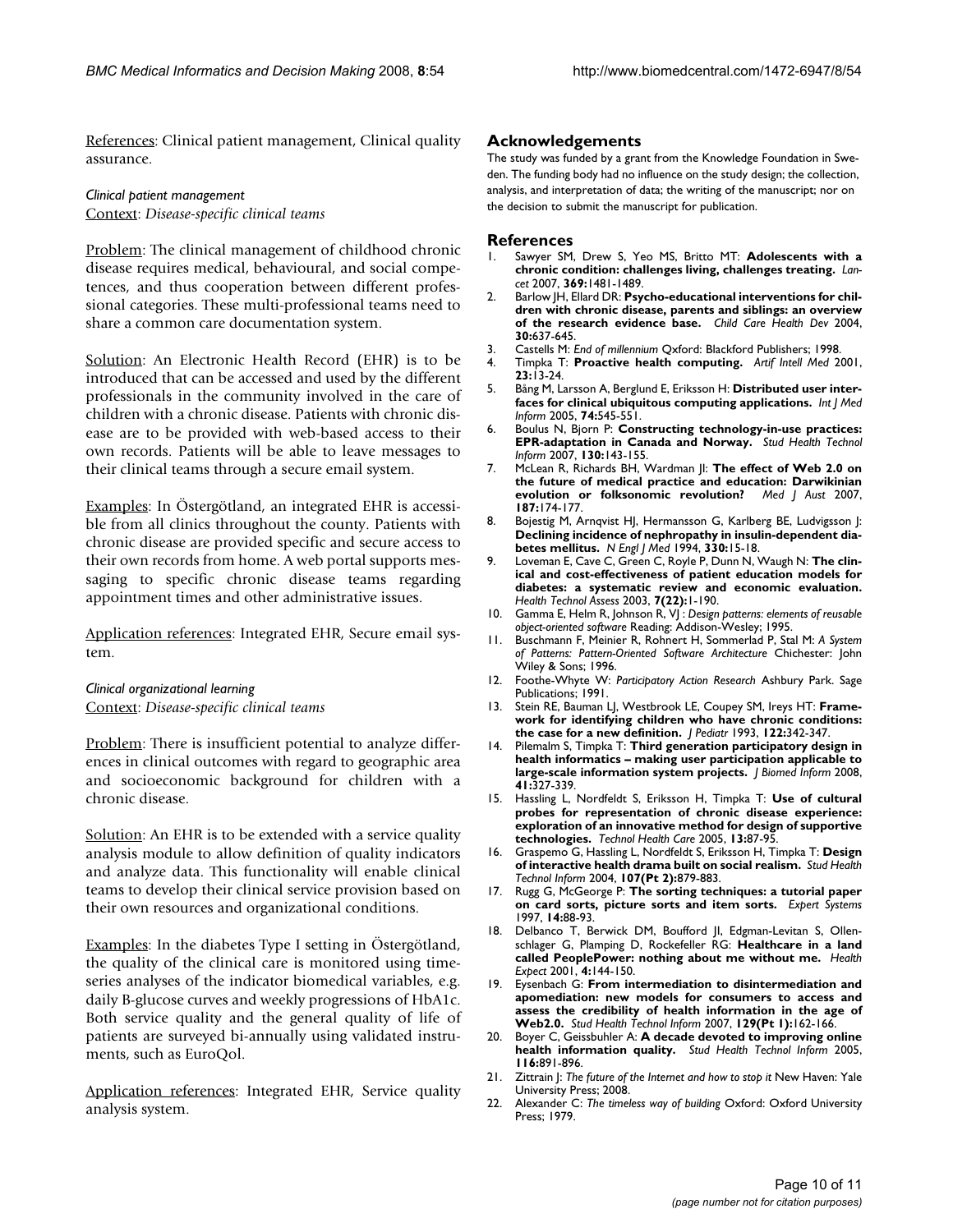References: Clinical patient management, Clinical quality assurance.

*Clinical patient management*
Context: *Disease-specific clinical teams*

Problem: The clinical management of childhood chronic disease requires medical, behavioural, and social competences, and thus cooperation between different professional categories. These multi-professional teams need to share a common care documentation system.

Solution: An Electronic Health Record (EHR) is to be introduced that can be accessed and used by the different professionals in the community involved in the care of children with a chronic disease. Patients with chronic disease are to be provided with web-based access to their own records. Patients will be able to leave messages to their clinical teams through a secure email system.

Examples: In Östergötland, an integrated EHR is accessible from all clinics throughout the county. Patients with chronic disease are provided specific and secure access to their own records from home. A web portal supports messaging to specific chronic disease teams regarding appointment times and other administrative issues.

Application references: Integrated EHR, Secure email system.

*Clinical organizational learning*
Context: *Disease-specific clinical teams*

Problem: There is insufficient potential to analyze differences in clinical outcomes with regard to geographic area and socioeconomic background for children with a chronic disease.

Solution: An EHR is to be extended with a service quality analysis module to allow definition of quality indicators and analyze data. This functionality will enable clinical teams to develop their clinical service provision based on their own resources and organizational conditions.

Examples: In the diabetes Type I setting in Östergötland, the quality of the clinical care is monitored using time-series analyses of the indicator biomedical variables, e.g. daily B-glucose curves and weekly progressions of HbA1c. Both service quality and the general quality of life of patients are surveyed bi-annually using validated instruments, such as EuroQol.

Application references: Integrated EHR, Service quality analysis system.

## Acknowledgements

The study was funded by a grant from the Knowledge Foundation in Sweden. The funding body had no influence on the study design; the collection, analysis, and interpretation of data; the writing of the manuscript; nor on the decision to submit the manuscript for publication.

## References

1. Sawyer SM, Drew S, Yeo MS, Britto MT: **Adolescents with a chronic condition: challenges living, challenges treating.** *Lancet* 2007, **369:**1481-1489.
2. Barlow JH, Ellard DR: **Psycho-educational interventions for children with chronic disease, parents and siblings: an overview of the research evidence base.** *Child Care Health Dev* 2004, **30:**637-645.
3. Castells M: *End of millennium* Oxford: Blackford Publishers; 1998.
4. Timpka T: **Proactive health computing.** *Artif Intell Med* 2001, **23:**13-24.
5. Bång M, Larsson A, Berglund E, Eriksson H: **Distributed user interfaces for clinical ubiquitous computing applications.** *Int J Med Inform* 2005, **74:**545-551.
6. Boulus N, Bjorn P: **Constructing technology-in-use practices: EPR-adaptation in Canada and Norway.** *Stud Health Technol Inform* 2007, **130:**143-155.
7. McLean R, Richards BH, Wardman JI: **The effect of Web 2.0 on the future of medical practice and education: Darwikinian evolution or folksonomic revolution?** *Med J Aust* 2007, **187:**174-177.
8. Bojestig M, Arnqvist HJ, Hermansson G, Karlberg BE, Ludvigsson J: **Declining incidence of nephropathy in insulin-dependent diabetes mellitus.** *N Engl J Med* 1994, **330:**15-18.
9. Loveman E, Cave C, Green C, Royle P, Dunn N, Waugh N: **The clinical and cost-effectiveness of patient education models for diabetes: a systematic review and economic evaluation.** *Health Technol Assess* 2003, **7(22):**1-190.
10. Gamma E, Helm R, Johnson R, VJ : *Design patterns: elements of reusable object-oriented software* Reading: Addison-Wesley; 1995.
11. Buschmann F, Meinier R, Rohnert H, Sommerlad P, Stal M: *A System of Patterns: Pattern-Oriented Software Architecture* Chichester: John Wiley & Sons; 1996.
12. Foothe-Whyte W: *Participatory Action Research* Ashbury Park. Sage Publications; 1991.
13. Stein RE, Bauman LJ, Westbrook LE, Coupey SM, Ireys HT: **Framework for identifying children who have chronic conditions: the case for a new definition.** *J Pediatr* 1993, **122:**342-347.
14. Pilemalm S, Timpka T: **Third generation participatory design in health informatics – making user participation applicable to large-scale information system projects.** *J Biomed Inform* 2008, **41:**327-339.
15. Hassling L, Nordfeldt S, Eriksson H, Timpka T: **Use of cultural probes for representation of chronic disease experience: exploration of an innovative method for design of supportive technologies.** *Technol Health Care* 2005, **13:**87-95.
16. Graspemo G, Hassling L, Nordfeldt S, Eriksson H, Timpka T: **Design of interactive health drama built on social realism.** *Stud Health Technol Inform* 2004, **107(Pt 2):**879-883.
17. Rugg G, McGeorge P: **The sorting techniques: a tutorial paper on card sorts, picture sorts and item sorts.** *Expert Systems* 1997, **14:**88-93.
18. Delbanco T, Berwick DM, Boufford JI, Edgman-Levitan S, Ollenschlager G, Plamping D, Rockefeller RG: **Healthcare in a land called PeoplePower: nothing about me without me.** *Health Expect* 2001, **4:**144-150.
19. Eysenbach G: **From intermediation to disintermediation and apomediation: new models for consumers to access and assess the credibility of health information in the age of Web2.0.** *Stud Health Technol Inform* 2007, **129(Pt 1):**162-166.
20. Boyer C, Geissbuhler A: **A decade devoted to improving online health information quality.** *Stud Health Technol Inform* 2005, **116:**891-896.
21. Zittrain J: *The future of the Internet and how to stop it* New Haven: Yale University Press; 2008.
22. Alexander C: *The timeless way of building* Oxford: Oxford University Press; 1979.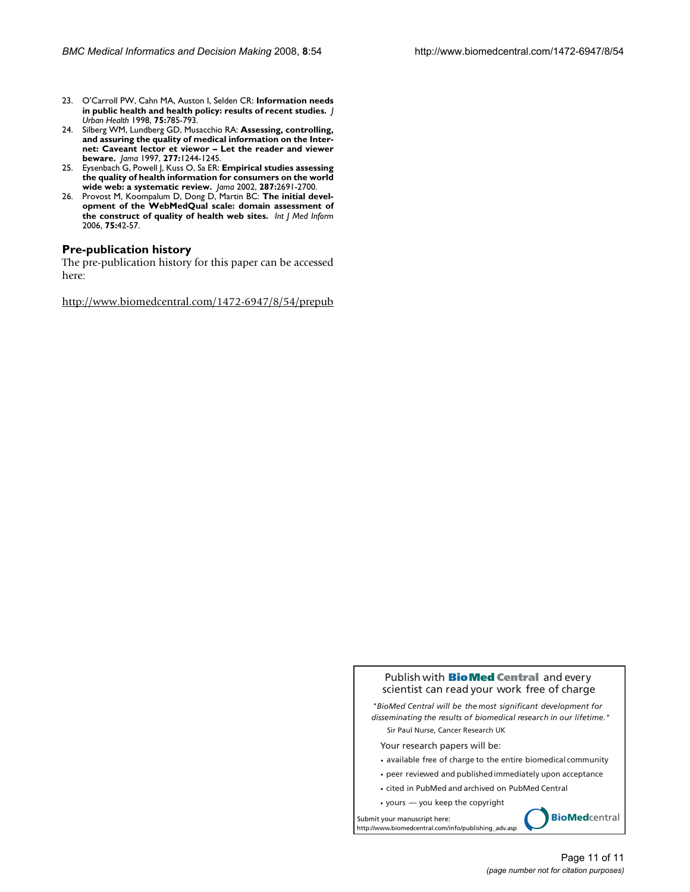23. O'Carroll PW, Cahn MA, Auston I, Selden CR: **Information needs in public health and health policy: results of recent studies.** *J Urban Health* 1998, **75:**785-793.
24. Silberg WM, Lundberg GD, Musacchio RA: **Assessing, controlling, and assuring the quality of medical information on the Internet: Caveant lector et viewor – Let the reader and viewer beware.** *Jama* 1997, **277:**1244-1245.
25. Eysenbach G, Powell J, Kuss O, Sa ER: **Empirical studies assessing the quality of health information for consumers on the world wide web: a systematic review.** *Jama* 2002, **287:**2691-2700.
26. Provost M, Koompalum D, Dong D, Martin BC: **The initial development of the WebMedQual scale: domain assessment of the construct of quality of health web sites.** *Int J Med Inform* 2006, **75:**42-57.

## Pre-publication history

The pre-publication history for this paper can be accessed here:

http://www.biomedcentral.com/1472-6947/8/54/prepub

Publish with **BioMed Central** and every scientist can read your work free of charge

*"BioMed Central will be the most significant development for disseminating the results of biomedical research in our lifetime."*
Sir Paul Nurse, Cancer Research UK

Your research papers will be:

- available free of charge to the entire biomedical community
- peer reviewed and published immediately upon acceptance
- cited in PubMed and archived on PubMed Central
- yours — you keep the copyright

Submit your manuscript here:
http://www.biomedcentral.com/info/publishing_adv.asp

**BioMed**central